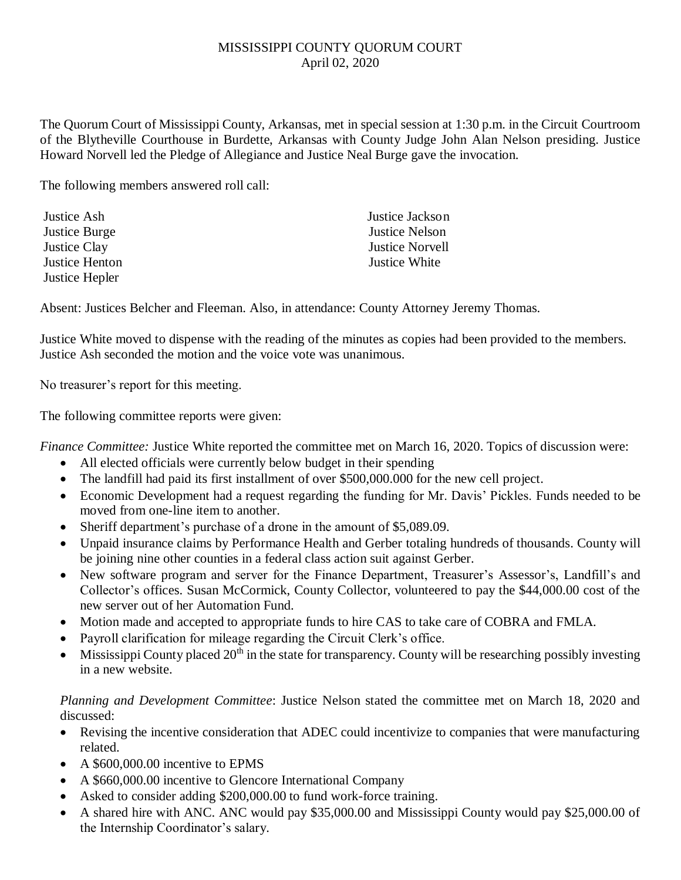# MISSISSIPPI COUNTY QUORUM COURT

April 02, 2020

The Quorum Court of Mississippi County, Arkansas, met in special session at 1:30 p.m. in the Circuit Courtroom of the Blytheville Courthouse in Burdette, Arkansas with County Judge John Alan Nelson presiding. Justice Howard Norvell led the Pledge of Allegiance and Justice Neal Burge gave the invocation.

The following members answered roll call:

Justice Ash
Justice Burge
Justice Clay
Justice Henton
Justice Hepler
Justice Jackson
Justice Nelson
Justice Norvell
Justice White

Absent: Justices Belcher and Fleeman. Also, in attendance: County Attorney Jeremy Thomas.

Justice White moved to dispense with the reading of the minutes as copies had been provided to the members. Justice Ash seconded the motion and the voice vote was unanimous.

No treasurer's report for this meeting.

The following committee reports were given:

*Finance Committee:* Justice White reported the committee met on March 16, 2020. Topics of discussion were:

- All elected officials were currently below budget in their spending
- The landfill had paid its first installment of over $500,000.000 for the new cell project.
- Economic Development had a request regarding the funding for Mr. Davis' Pickles. Funds needed to be moved from one-line item to another.
- Sheriff department's purchase of a drone in the amount of $5,089.09.
- Unpaid insurance claims by Performance Health and Gerber totaling hundreds of thousands. County will be joining nine other counties in a federal class action suit against Gerber.
- New software program and server for the Finance Department, Treasurer's Assessor's, Landfill's and Collector's offices. Susan McCormick, County Collector, volunteered to pay the $44,000.00 cost of the new server out of her Automation Fund.
- Motion made and accepted to appropriate funds to hire CAS to take care of COBRA and FMLA.
- Payroll clarification for mileage regarding the Circuit Clerk's office.
- Mississippi County placed 20th in the state for transparency. County will be researching possibly investing in a new website.

*Planning and Development Committee*: Justice Nelson stated the committee met on March 18, 2020 and discussed:

- Revising the incentive consideration that ADEC could incentivize to companies that were manufacturing related.
- A $600,000.00 incentive to EPMS
- A $660,000.00 incentive to Glencore International Company
- Asked to consider adding $200,000.00 to fund work-force training.
- A shared hire with ANC. ANC would pay $35,000.00 and Mississippi County would pay $25,000.00 of the Internship Coordinator's salary.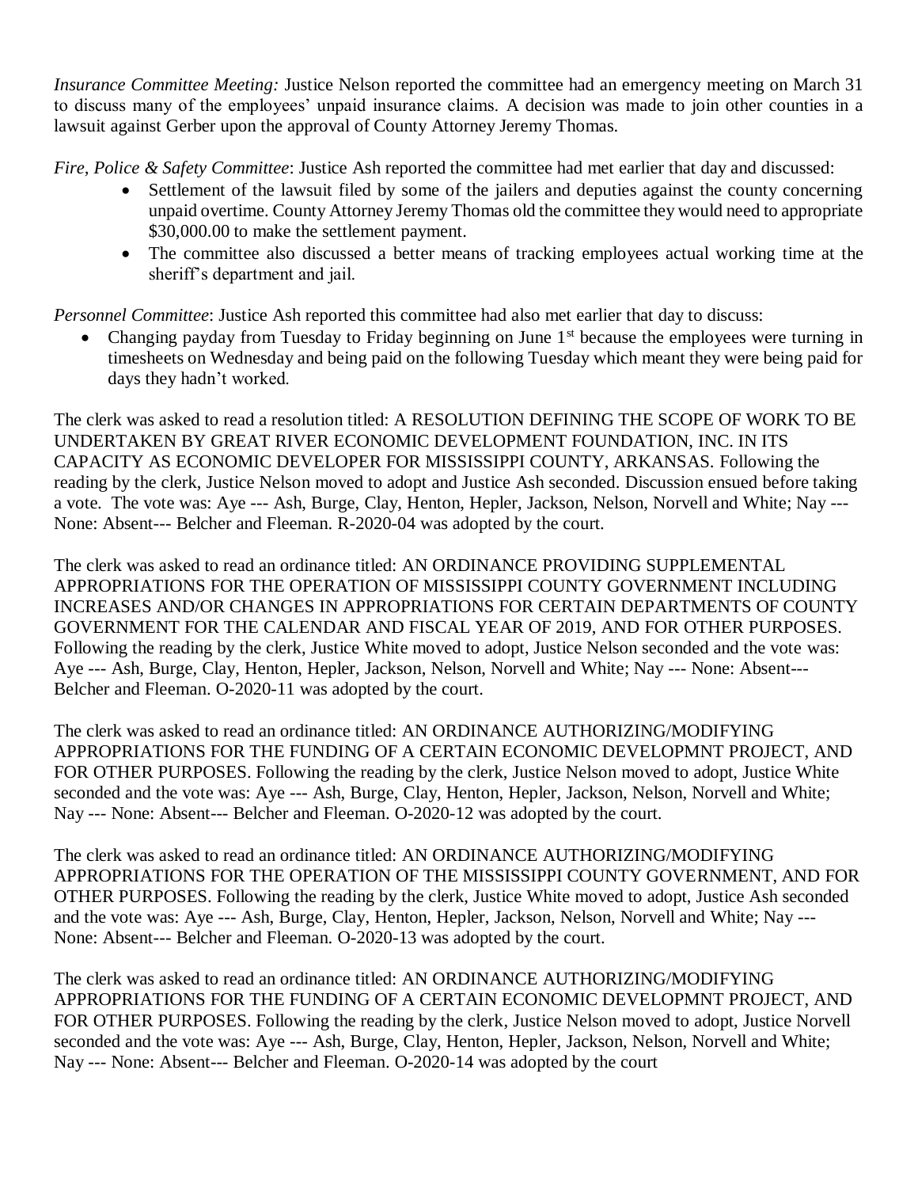*Insurance Committee Meeting:* Justice Nelson reported the committee had an emergency meeting on March 31 to discuss many of the employees' unpaid insurance claims. A decision was made to join other counties in a lawsuit against Gerber upon the approval of County Attorney Jeremy Thomas.

*Fire, Police & Safety Committee*: Justice Ash reported the committee had met earlier that day and discussed:

- Settlement of the lawsuit filed by some of the jailers and deputies against the county concerning unpaid overtime. County Attorney Jeremy Thomas old the committee they would need to appropriate $30,000.00 to make the settlement payment.
- The committee also discussed a better means of tracking employees actual working time at the sheriff's department and jail.

*Personnel Committee*: Justice Ash reported this committee had also met earlier that day to discuss:

- Changing payday from Tuesday to Friday beginning on June 1st because the employees were turning in timesheets on Wednesday and being paid on the following Tuesday which meant they were being paid for days they hadn't worked.

The clerk was asked to read a resolution titled: A RESOLUTION DEFINING THE SCOPE OF WORK TO BE UNDERTAKEN BY GREAT RIVER ECONOMIC DEVELOPMENT FOUNDATION, INC. IN ITS CAPACITY AS ECONOMIC DEVELOPER FOR MISSISSIPPI COUNTY, ARKANSAS. Following the reading by the clerk, Justice Nelson moved to adopt and Justice Ash seconded. Discussion ensued before taking a vote. The vote was: Aye --- Ash, Burge, Clay, Henton, Hepler, Jackson, Nelson, Norvell and White; Nay --- None: Absent--- Belcher and Fleeman. R-2020-04 was adopted by the court.

The clerk was asked to read an ordinance titled: AN ORDINANCE PROVIDING SUPPLEMENTAL APPROPRIATIONS FOR THE OPERATION OF MISSISSIPPI COUNTY GOVERNMENT INCLUDING INCREASES AND/OR CHANGES IN APPROPRIATIONS FOR CERTAIN DEPARTMENTS OF COUNTY GOVERNMENT FOR THE CALENDAR AND FISCAL YEAR OF 2019, AND FOR OTHER PURPOSES. Following the reading by the clerk, Justice White moved to adopt, Justice Nelson seconded and the vote was: Aye --- Ash, Burge, Clay, Henton, Hepler, Jackson, Nelson, Norvell and White; Nay --- None: Absent--- Belcher and Fleeman. O-2020-11 was adopted by the court.

The clerk was asked to read an ordinance titled: AN ORDINANCE AUTHORIZING/MODIFYING APPROPRIATIONS FOR THE FUNDING OF A CERTAIN ECONOMIC DEVELOPMNT PROJECT, AND FOR OTHER PURPOSES. Following the reading by the clerk, Justice Nelson moved to adopt, Justice White seconded and the vote was: Aye --- Ash, Burge, Clay, Henton, Hepler, Jackson, Nelson, Norvell and White; Nay --- None: Absent--- Belcher and Fleeman. O-2020-12 was adopted by the court.

The clerk was asked to read an ordinance titled: AN ORDINANCE AUTHORIZING/MODIFYING APPROPRIATIONS FOR THE OPERATION OF THE MISSISSIPPI COUNTY GOVERNMENT, AND FOR OTHER PURPOSES. Following the reading by the clerk, Justice White moved to adopt, Justice Ash seconded and the vote was: Aye --- Ash, Burge, Clay, Henton, Hepler, Jackson, Nelson, Norvell and White; Nay --- None: Absent--- Belcher and Fleeman. O-2020-13 was adopted by the court.

The clerk was asked to read an ordinance titled: AN ORDINANCE AUTHORIZING/MODIFYING APPROPRIATIONS FOR THE FUNDING OF A CERTAIN ECONOMIC DEVELOPMNT PROJECT, AND FOR OTHER PURPOSES. Following the reading by the clerk, Justice Nelson moved to adopt, Justice Norvell seconded and the vote was: Aye --- Ash, Burge, Clay, Henton, Hepler, Jackson, Nelson, Norvell and White; Nay --- None: Absent--- Belcher and Fleeman. O-2020-14 was adopted by the court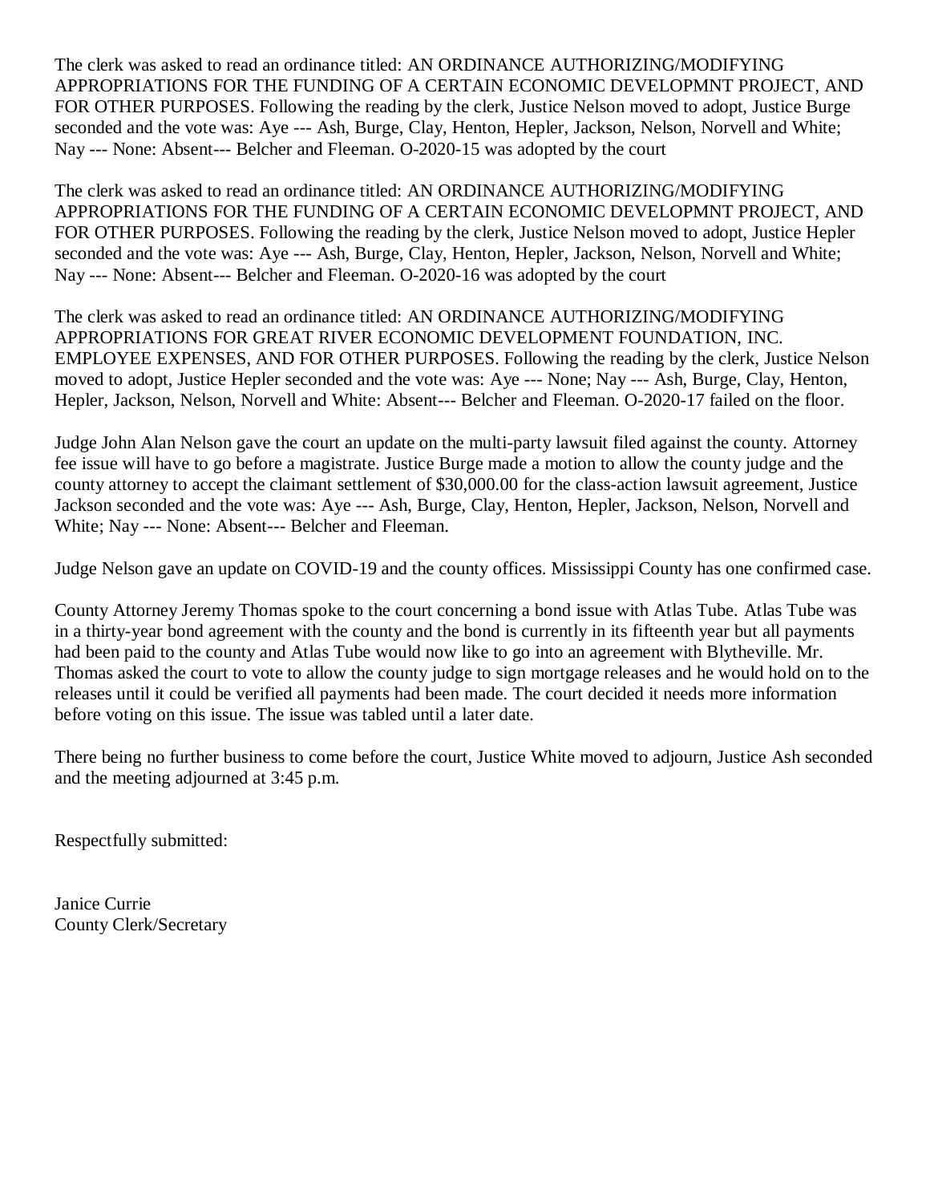The clerk was asked to read an ordinance titled: AN ORDINANCE AUTHORIZING/MODIFYING APPROPRIATIONS FOR THE FUNDING OF A CERTAIN ECONOMIC DEVELOPMNT PROJECT, AND FOR OTHER PURPOSES. Following the reading by the clerk, Justice Nelson moved to adopt, Justice Burge seconded and the vote was: Aye --- Ash, Burge, Clay, Henton, Hepler, Jackson, Nelson, Norvell and White; Nay --- None: Absent--- Belcher and Fleeman. O-2020-15 was adopted by the court

The clerk was asked to read an ordinance titled: AN ORDINANCE AUTHORIZING/MODIFYING APPROPRIATIONS FOR THE FUNDING OF A CERTAIN ECONOMIC DEVELOPMNT PROJECT, AND FOR OTHER PURPOSES. Following the reading by the clerk, Justice Nelson moved to adopt, Justice Hepler seconded and the vote was: Aye --- Ash, Burge, Clay, Henton, Hepler, Jackson, Nelson, Norvell and White; Nay --- None: Absent--- Belcher and Fleeman. O-2020-16 was adopted by the court

The clerk was asked to read an ordinance titled: AN ORDINANCE AUTHORIZING/MODIFYING APPROPRIATIONS FOR GREAT RIVER ECONOMIC DEVELOPMENT FOUNDATION, INC. EMPLOYEE EXPENSES, AND FOR OTHER PURPOSES. Following the reading by the clerk, Justice Nelson moved to adopt, Justice Hepler seconded and the vote was: Aye --- None; Nay --- Ash, Burge, Clay, Henton, Hepler, Jackson, Nelson, Norvell and White: Absent--- Belcher and Fleeman. O-2020-17 failed on the floor.

Judge John Alan Nelson gave the court an update on the multi-party lawsuit filed against the county. Attorney fee issue will have to go before a magistrate. Justice Burge made a motion to allow the county judge and the county attorney to accept the claimant settlement of $30,000.00 for the class-action lawsuit agreement, Justice Jackson seconded and the vote was: Aye --- Ash, Burge, Clay, Henton, Hepler, Jackson, Nelson, Norvell and White; Nay --- None: Absent--- Belcher and Fleeman.

Judge Nelson gave an update on COVID-19 and the county offices. Mississippi County has one confirmed case.

County Attorney Jeremy Thomas spoke to the court concerning a bond issue with Atlas Tube. Atlas Tube was in a thirty-year bond agreement with the county and the bond is currently in its fifteenth year but all payments had been paid to the county and Atlas Tube would now like to go into an agreement with Blytheville. Mr. Thomas asked the court to vote to allow the county judge to sign mortgage releases and he would hold on to the releases until it could be verified all payments had been made. The court decided it needs more information before voting on this issue. The issue was tabled until a later date.

There being no further business to come before the court, Justice White moved to adjourn, Justice Ash seconded and the meeting adjourned at 3:45 p.m.

Respectfully submitted:

Janice Currie
County Clerk/Secretary